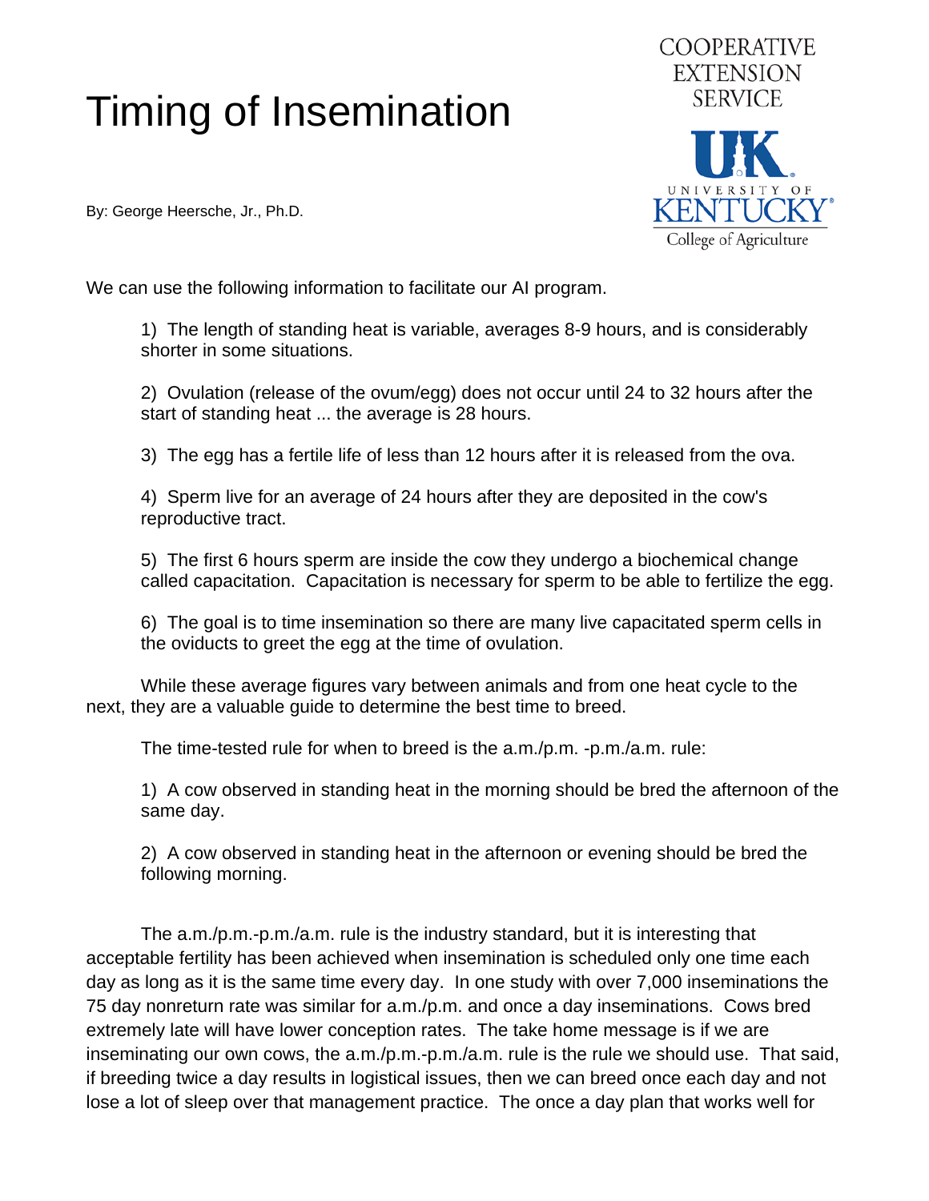# Timing of Insemination

COOPERATIVE EXTENSION SERVICE

UNIVERSITY OF KENTUCKY College of Agriculture

By: George Heersche, Jr., Ph.D.

We can use the following information to facilitate our AI program.

1) The length of standing heat is variable, averages 8-9 hours, and is considerably shorter in some situations.

2) Ovulation (release of the ovum/egg) does not occur until 24 to 32 hours after the start of standing heat ... the average is 28 hours.

3) The egg has a fertile life of less than 12 hours after it is released from the ova.

4) Sperm live for an average of 24 hours after they are deposited in the cow's reproductive tract.

5) The first 6 hours sperm are inside the cow they undergo a biochemical change called capacitation. Capacitation is necessary for sperm to be able to fertilize the egg.

6) The goal is to time insemination so there are many live capacitated sperm cells in the oviducts to greet the egg at the time of ovulation.

While these average figures vary between animals and from one heat cycle to the next, they are a valuable guide to determine the best time to breed.

The time-tested rule for when to breed is the a.m./p.m. -p.m./a.m. rule:

1) A cow observed in standing heat in the morning should be bred the afternoon of the same day.

2) A cow observed in standing heat in the afternoon or evening should be bred the following morning.

The a.m./p.m.-p.m./a.m. rule is the industry standard, but it is interesting that acceptable fertility has been achieved when insemination is scheduled only one time each day as long as it is the same time every day. In one study with over 7,000 inseminations the 75 day nonreturn rate was similar for a.m./p.m. and once a day inseminations. Cows bred extremely late will have lower conception rates. The take home message is if we are inseminating our own cows, the a.m./p.m.-p.m./a.m. rule is the rule we should use. That said, if breeding twice a day results in logistical issues, then we can breed once each day and not lose a lot of sleep over that management practice. The once a day plan that works well for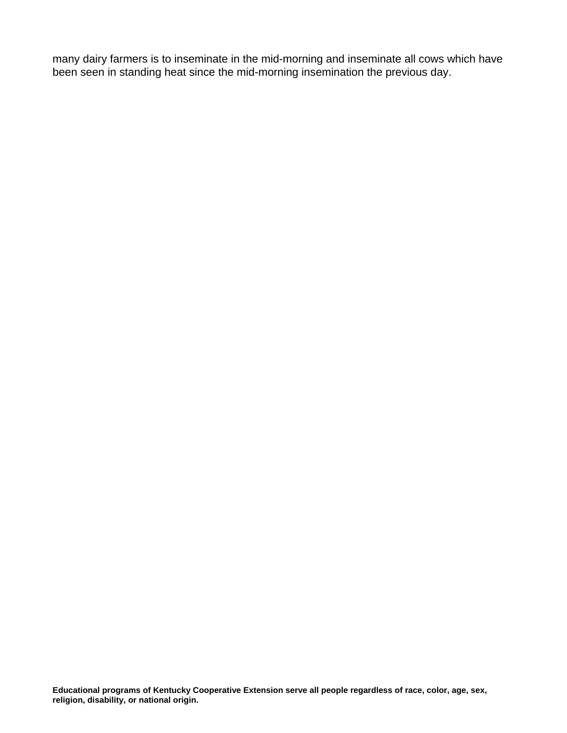many dairy farmers is to inseminate in the mid-morning and inseminate all cows which have been seen in standing heat since the mid-morning insemination the previous day.

**Educational programs of Kentucky Cooperative Extension serve all people regardless of race, color, age, sex, religion, disability, or national origin.**